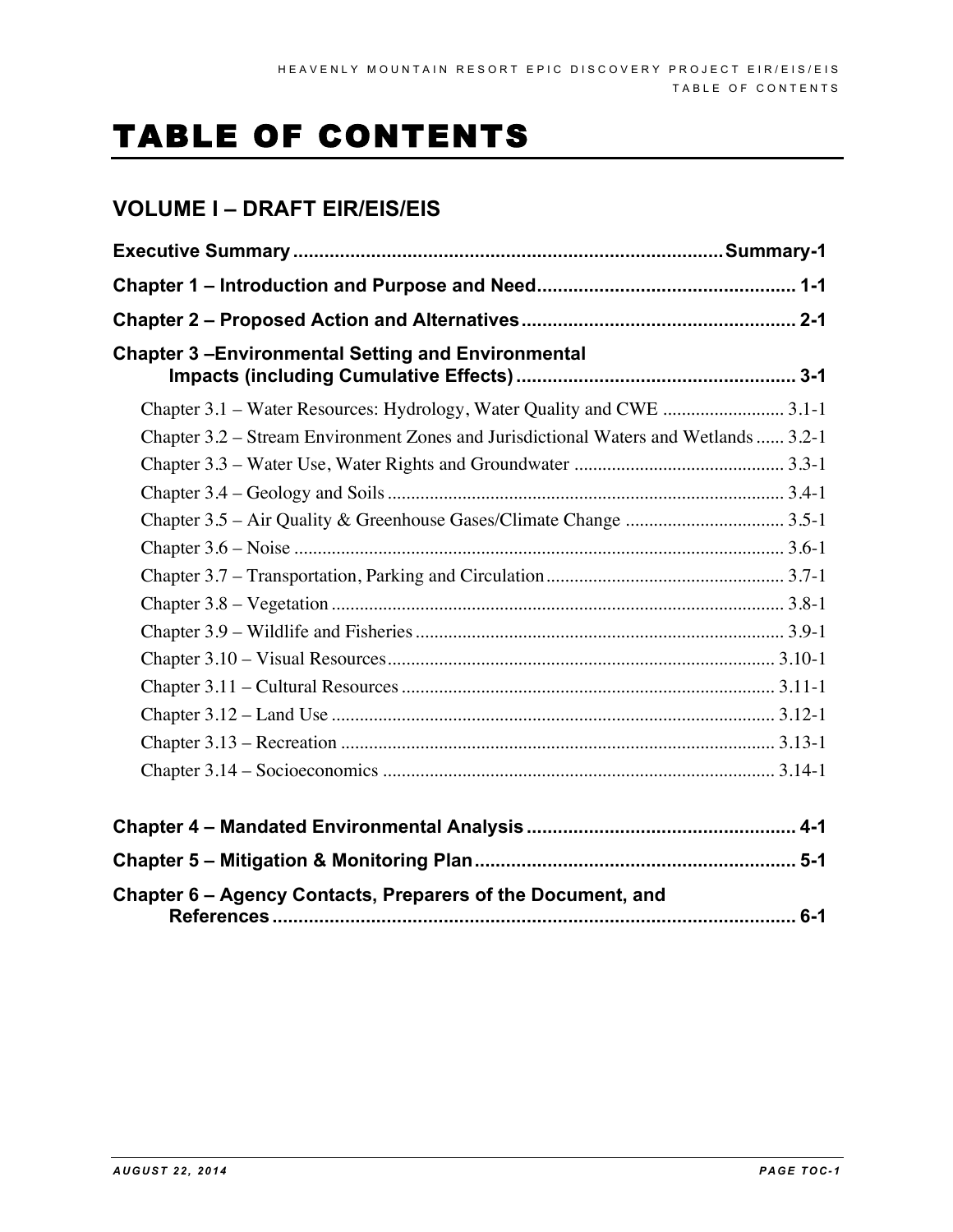# TABLE OF CONTENTS

## VOLUME I – DRAFT EIR/EIS/EIS

**Executive Summary ........................................................................Summary-1**

**Chapter 1 – Introduction and Purpose and Need.................................................. 1-1**

**Chapter 2 – Proposed Action and Alternatives..................................................... 2-1**

**Chapter 3 –Environmental Setting and Environmental Impacts (including Cumulative Effects) ...................................................... 3-1**

Chapter 3.1 – Water Resources: Hydrology, Water Quality and CWE .......................... 3.1-1

Chapter 3.2 – Stream Environment Zones and Jurisdictional Waters and Wetlands ...... 3.2-1

Chapter 3.3 – Water Use, Water Rights and Groundwater ............................................ 3.3-1

Chapter 3.4 – Geology and Soils .................................................................................... 3.4-1

Chapter 3.5 – Air Quality & Greenhouse Gases/Climate Change .................................. 3.5-1

Chapter 3.6 – Noise ........................................................................................................ 3.6-1

Chapter 3.7 – Transportation, Parking and Circulation................................................... 3.7-1

Chapter 3.8 – Vegetation ................................................................................................ 3.8-1

Chapter 3.9 – Wildlife and Fisheries .............................................................................. 3.9-1

Chapter 3.10 – Visual Resources.................................................................................. 3.10-1

Chapter 3.11 – Cultural Resources ............................................................................... 3.11-1

Chapter 3.12 – Land Use .............................................................................................. 3.12-1

Chapter 3.13 – Recreation ............................................................................................ 3.13-1

Chapter 3.14 – Socioeconomics ................................................................................... 3.14-1

**Chapter 4 – Mandated Environmental Analysis .................................................... 4-1**

**Chapter 5 – Mitigation & Monitoring Plan.............................................................. 5-1**

**Chapter 6 – Agency Contacts, Preparers of the Document, and References ...................................................................................................... 6-1**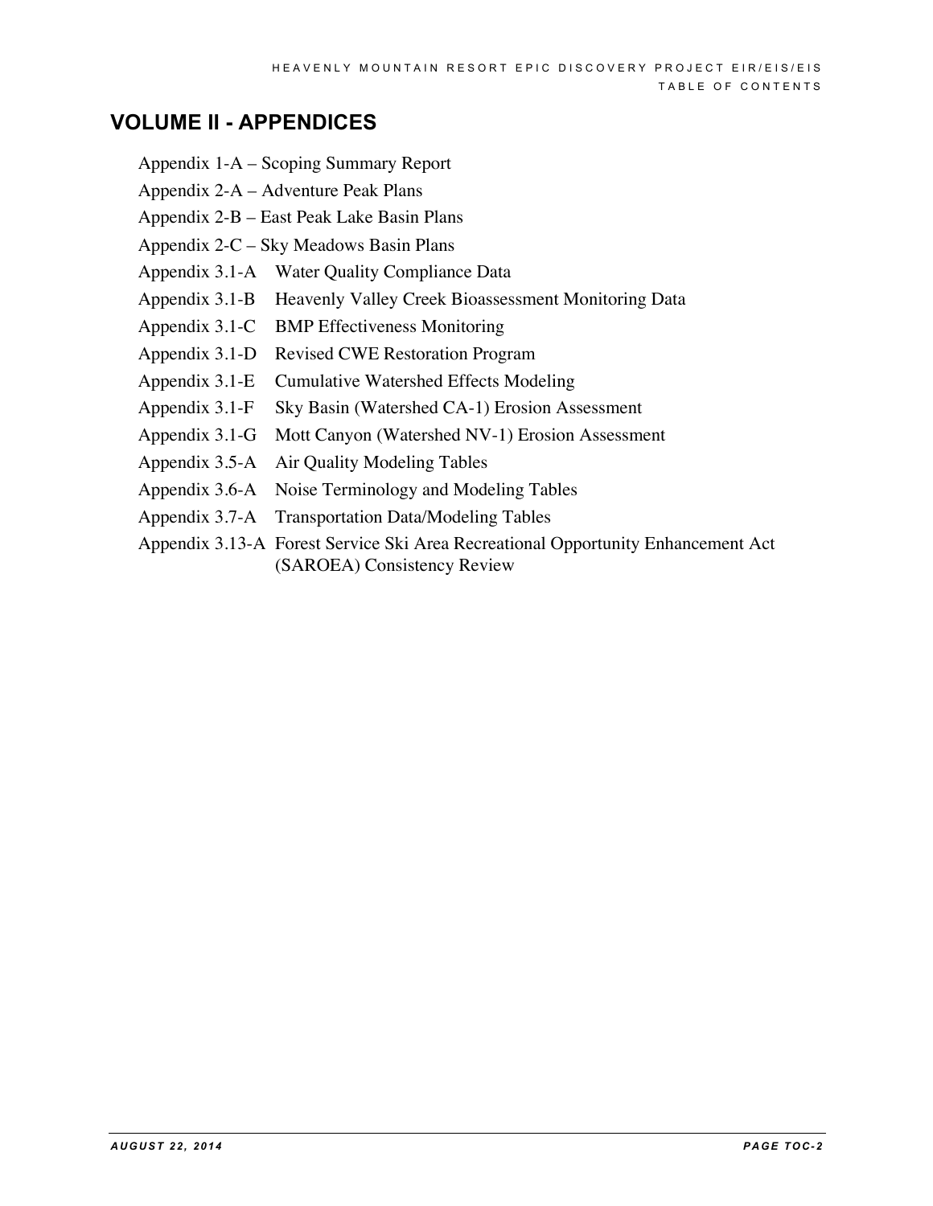## VOLUME II - APPENDICES

Appendix 1-A – Scoping Summary Report

Appendix 2-A – Adventure Peak Plans

Appendix 2-B – East Peak Lake Basin Plans

Appendix 2-C – Sky Meadows Basin Plans

Appendix 3.1-A Water Quality Compliance Data

Appendix 3.1-B Heavenly Valley Creek Bioassessment Monitoring Data

Appendix 3.1-C BMP Effectiveness Monitoring

Appendix 3.1-D Revised CWE Restoration Program

Appendix 3.1-E Cumulative Watershed Effects Modeling

Appendix 3.1-F Sky Basin (Watershed CA-1) Erosion Assessment

Appendix 3.1-G Mott Canyon (Watershed NV-1) Erosion Assessment

Appendix 3.5-A Air Quality Modeling Tables

Appendix 3.6-A Noise Terminology and Modeling Tables

Appendix 3.7-A Transportation Data/Modeling Tables

Appendix 3.13-A Forest Service Ski Area Recreational Opportunity Enhancement Act (SAROEA) Consistency Review